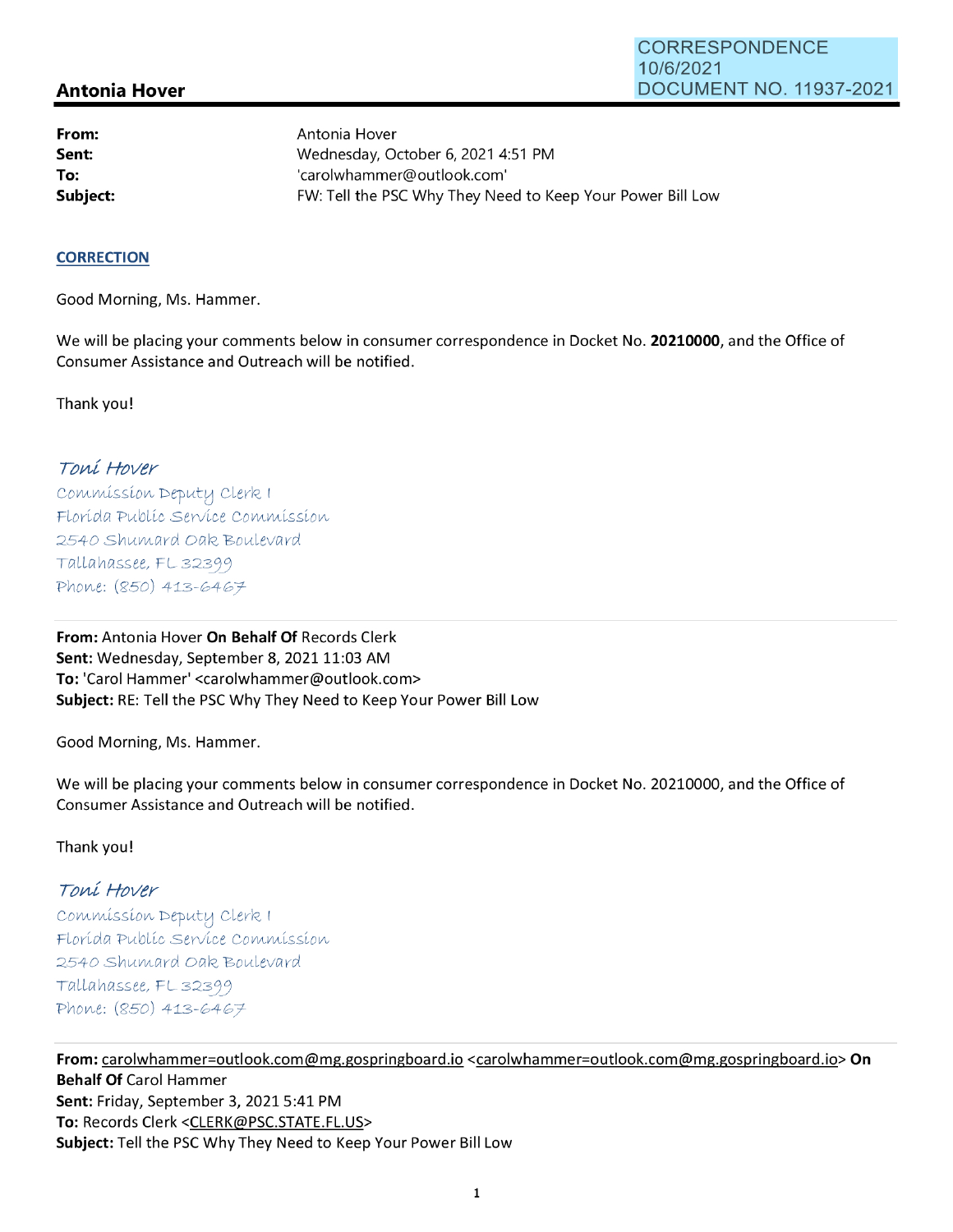CORRESPONDENCE
10/6/2021
DOCUMENT NO. 11937-2021

## Antonia Hover

**From:** Antonia Hover
**Sent:** Wednesday, October 6, 2021 4:51 PM
**To:** 'carolwhammer@outlook.com'
**Subject:** FW: Tell the PSC Why They Need to Keep Your Power Bill Low

**CORRECTION**

Good Morning, Ms. Hammer.

We will be placing your comments below in consumer correspondence in Docket No. **20210000**, and the Office of Consumer Assistance and Outreach will be notified.

Thank you!

*Toni Hover*
Commission Deputy Clerk I
Florida Public Service Commission
2540 Shumard Oak Boulevard
Tallahassee, FL 32399
Phone: (850) 413-6467

---

**From:** Antonia Hover **On Behalf Of** Records Clerk
**Sent:** Wednesday, September 8, 2021 11:03 AM
**To:** 'Carol Hammer' <carolwhammer@outlook.com>
**Subject:** RE: Tell the PSC Why They Need to Keep Your Power Bill Low

Good Morning, Ms. Hammer.

We will be placing your comments below in consumer correspondence in Docket No. 20210000, and the Office of Consumer Assistance and Outreach will be notified.

Thank you!

*Toni Hover*
Commission Deputy Clerk I
Florida Public Service Commission
2540 Shumard Oak Boulevard
Tallahassee, FL 32399
Phone: (850) 413-6467

---

**From:** carolwhammer=outlook.com@mg.gospringboard.io <carolwhammer=outlook.com@mg.gospringboard.io> **On Behalf Of** Carol Hammer
**Sent:** Friday, September 3, 2021 5:41 PM
**To:** Records Clerk <CLERK@PSC.STATE.FL.US>
**Subject:** Tell the PSC Why They Need to Keep Your Power Bill Low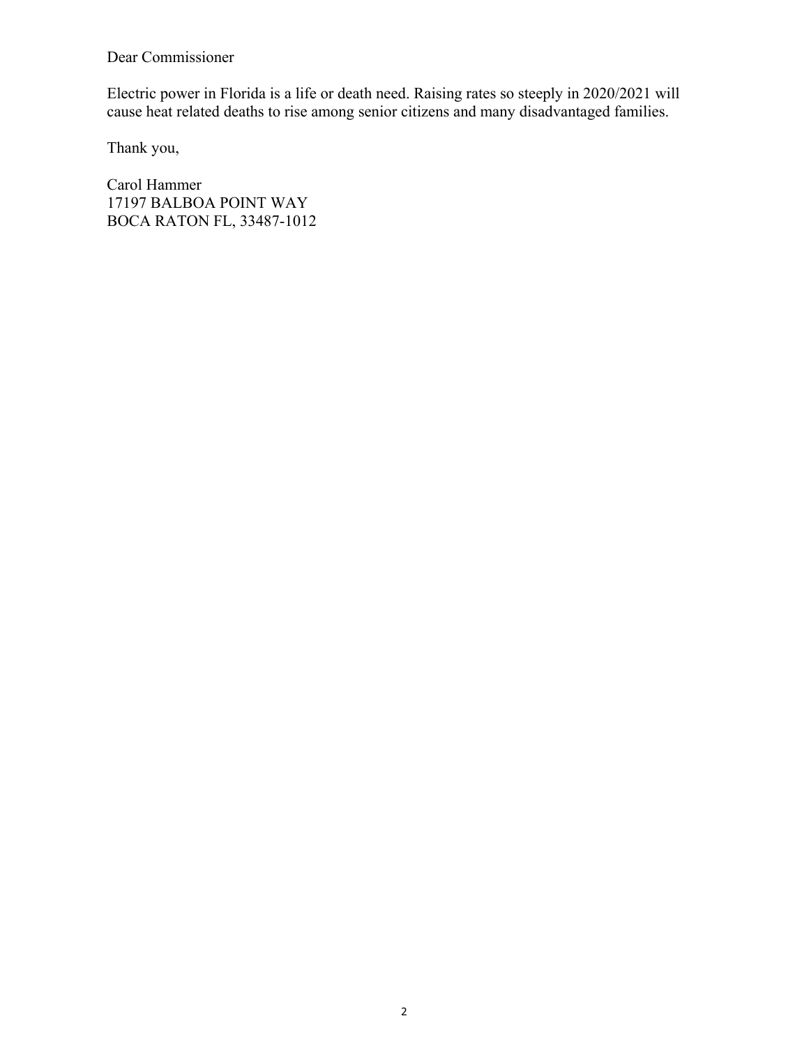Dear Commissioner

Electric power in Florida is a life or death need. Raising rates so steeply in 2020/2021 will cause heat related deaths to rise among senior citizens and many disadvantaged families.

Thank you,

Carol Hammer
17197 BALBOA POINT WAY
BOCA RATON FL, 33487-1012